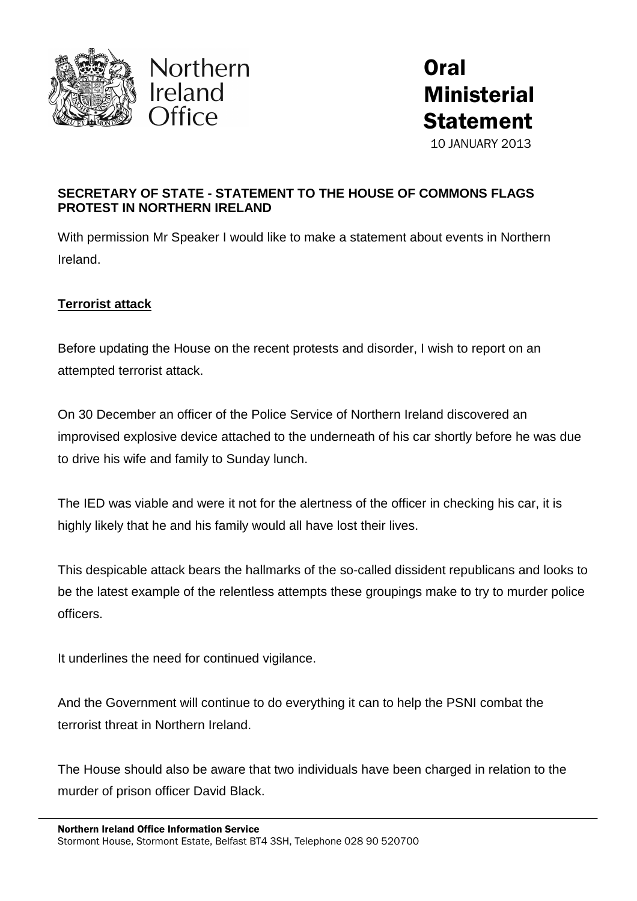Northern Ireland Office

# Oral Ministerial Statement

10 JANUARY 2013

**SECRETARY OF STATE - STATEMENT TO THE HOUSE OF COMMONS FLAGS PROTEST IN NORTHERN IRELAND**

With permission Mr Speaker I would like to make a statement about events in Northern Ireland.

## Terrorist attack

Before updating the House on the recent protests and disorder, I wish to report on an attempted terrorist attack.

On 30 December an officer of the Police Service of Northern Ireland discovered an improvised explosive device attached to the underneath of his car shortly before he was due to drive his wife and family to Sunday lunch.

The IED was viable and were it not for the alertness of the officer in checking his car, it is highly likely that he and his family would all have lost their lives.

This despicable attack bears the hallmarks of the so-called dissident republicans and looks to be the latest example of the relentless attempts these groupings make to try to murder police officers.

It underlines the need for continued vigilance.

And the Government will continue to do everything it can to help the PSNI combat the terrorist threat in Northern Ireland.

The House should also be aware that two individuals have been charged in relation to the murder of prison officer David Black.

**Northern Ireland Office Information Service**
Stormont House, Stormont Estate, Belfast BT4 3SH, Telephone 028 90 520700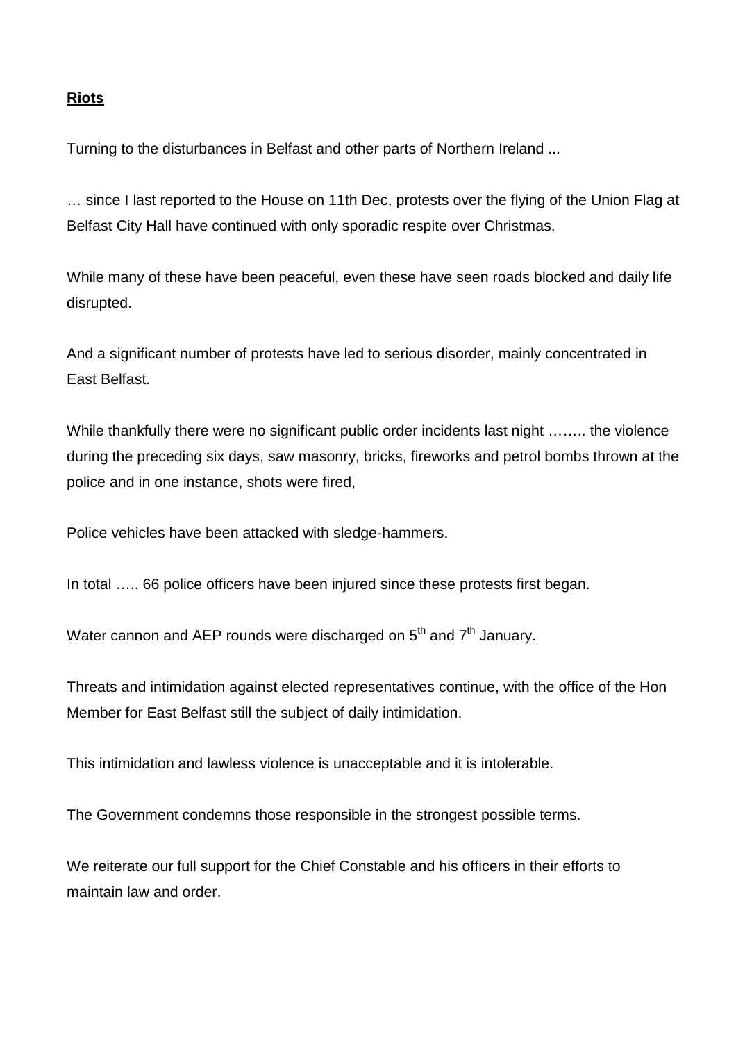**Riots**

Turning to the disturbances in Belfast and other parts of Northern Ireland ...

… since I last reported to the House on 11th Dec, protests over the flying of the Union Flag at Belfast City Hall have continued with only sporadic respite over Christmas.

While many of these have been peaceful, even these have seen roads blocked and daily life disrupted.

And a significant number of protests have led to serious disorder, mainly concentrated in East Belfast.

While thankfully there were no significant public order incidents last night …….. the violence during the preceding six days, saw masonry, bricks, fireworks and petrol bombs thrown at the police and in one instance, shots were fired,

Police vehicles have been attacked with sledge-hammers.

In total ….. 66 police officers have been injured since these protests first began.

Water cannon and AEP rounds were discharged on 5th and 7th January.

Threats and intimidation against elected representatives continue, with the office of the Hon Member for East Belfast still the subject of daily intimidation.

This intimidation and lawless violence is unacceptable and it is intolerable.

The Government condemns those responsible in the strongest possible terms.

We reiterate our full support for the Chief Constable and his officers in their efforts to maintain law and order.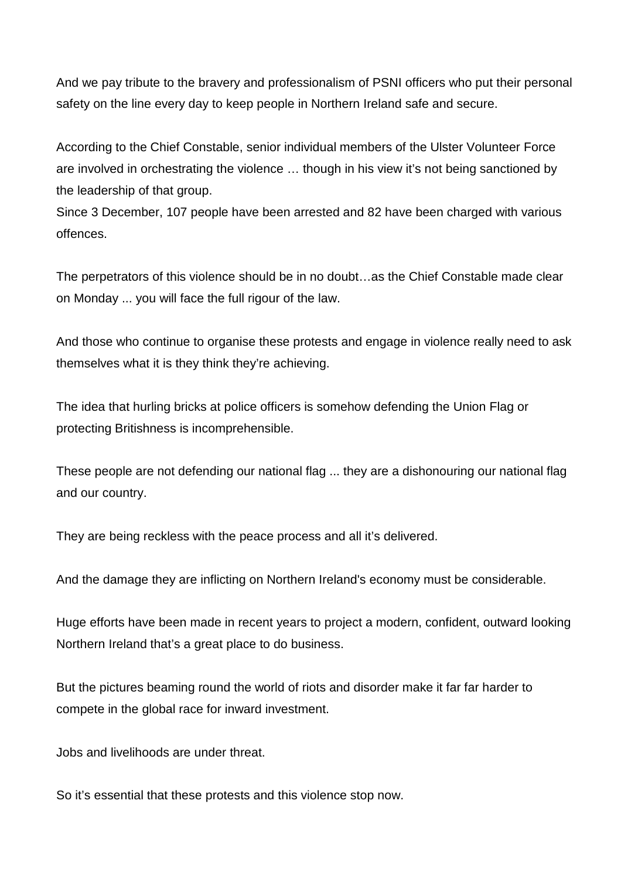And we pay tribute to the bravery and professionalism of PSNI officers who put their personal safety on the line every day to keep people in Northern Ireland safe and secure.

According to the Chief Constable, senior individual members of the Ulster Volunteer Force are involved in orchestrating the violence … though in his view it's not being sanctioned by the leadership of that group.
Since 3 December, 107 people have been arrested and 82 have been charged with various offences.

The perpetrators of this violence should be in no doubt…as the Chief Constable made clear on Monday ... you will face the full rigour of the law.

And those who continue to organise these protests and engage in violence really need to ask themselves what it is they think they're achieving.

The idea that hurling bricks at police officers is somehow defending the Union Flag or protecting Britishness is incomprehensible.

These people are not defending our national flag ... they are a dishonouring our national flag and our country.

They are being reckless with the peace process and all it's delivered.

And the damage they are inflicting on Northern Ireland's economy must be considerable.

Huge efforts have been made in recent years to project a modern, confident, outward looking Northern Ireland that's a great place to do business.

But the pictures beaming round the world of riots and disorder make it far far harder to compete in the global race for inward investment.

Jobs and livelihoods are under threat.

So it's essential that these protests and this violence stop now.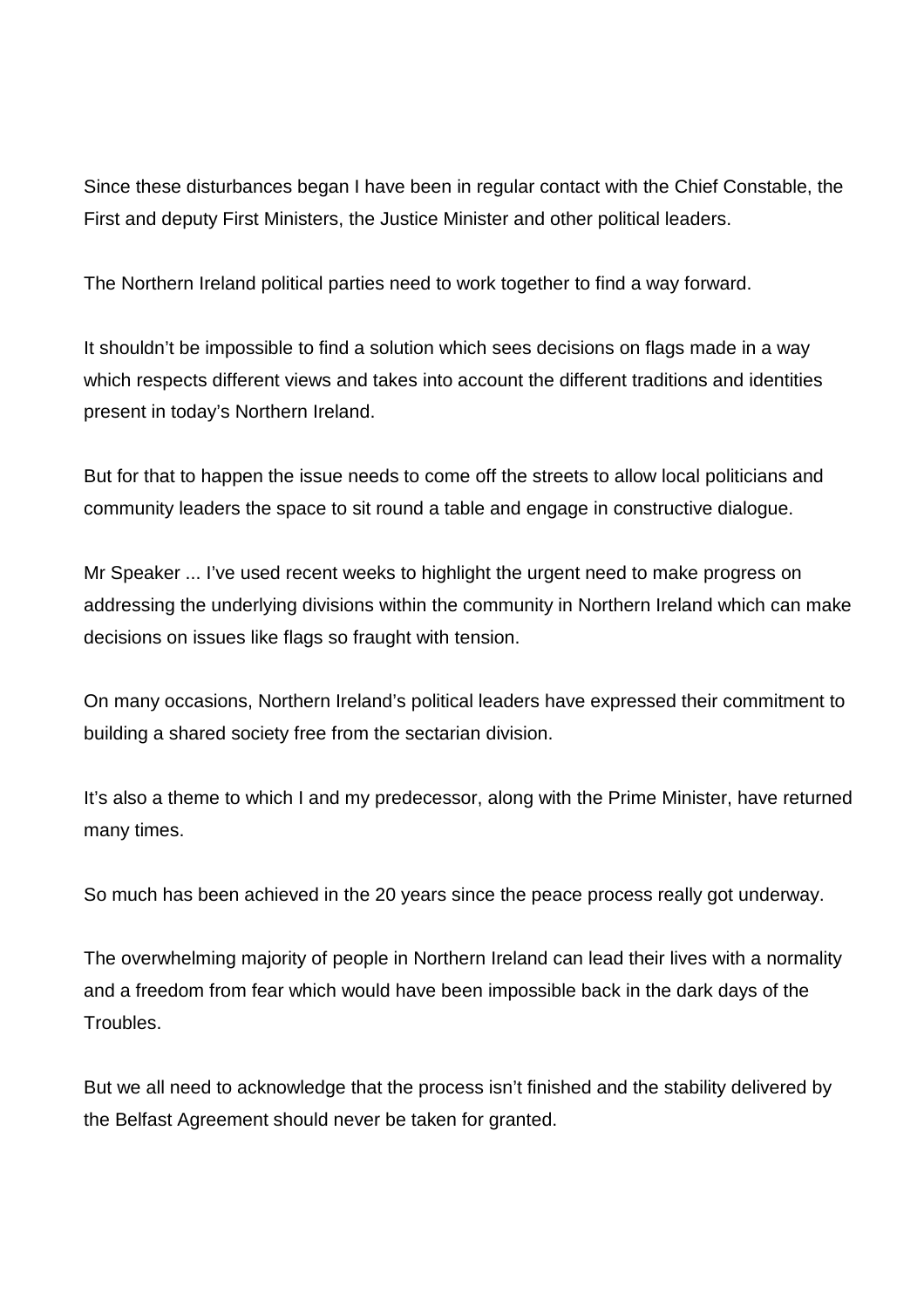Since these disturbances began I have been in regular contact with the Chief Constable, the First and deputy First Ministers, the Justice Minister and other political leaders.

The Northern Ireland political parties need to work together to find a way forward.

It shouldn't be impossible to find a solution which sees decisions on flags made in a way which respects different views and takes into account the different traditions and identities present in today's Northern Ireland.

But for that to happen the issue needs to come off the streets to allow local politicians and community leaders the space to sit round a table and engage in constructive dialogue.

Mr Speaker ... I've used recent weeks to highlight the urgent need to make progress on addressing the underlying divisions within the community in Northern Ireland which can make decisions on issues like flags so fraught with tension.

On many occasions, Northern Ireland's political leaders have expressed their commitment to building a shared society free from the sectarian division.

It's also a theme to which I and my predecessor, along with the Prime Minister, have returned many times.

So much has been achieved in the 20 years since the peace process really got underway.

The overwhelming majority of people in Northern Ireland can lead their lives with a normality and a freedom from fear which would have been impossible back in the dark days of the Troubles.

But we all need to acknowledge that the process isn't finished and the stability delivered by the Belfast Agreement should never be taken for granted.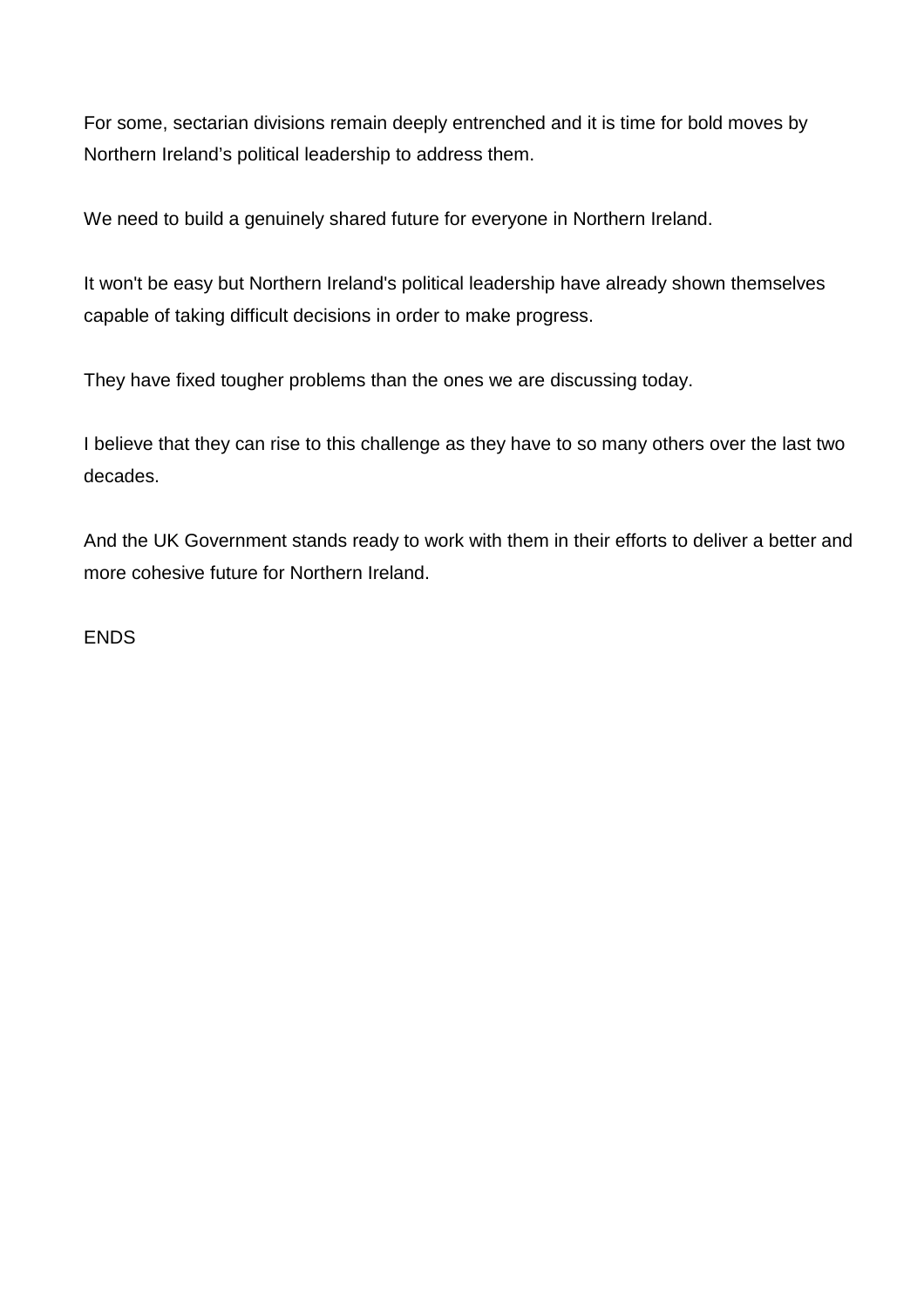For some, sectarian divisions remain deeply entrenched and it is time for bold moves by Northern Ireland's political leadership to address them.

We need to build a genuinely shared future for everyone in Northern Ireland.

It won't be easy but Northern Ireland's political leadership have already shown themselves capable of taking difficult decisions in order to make progress.

They have fixed tougher problems than the ones we are discussing today.

I believe that they can rise to this challenge as they have to so many others over the last two decades.

And the UK Government stands ready to work with them in their efforts to deliver a better and more cohesive future for Northern Ireland.

ENDS